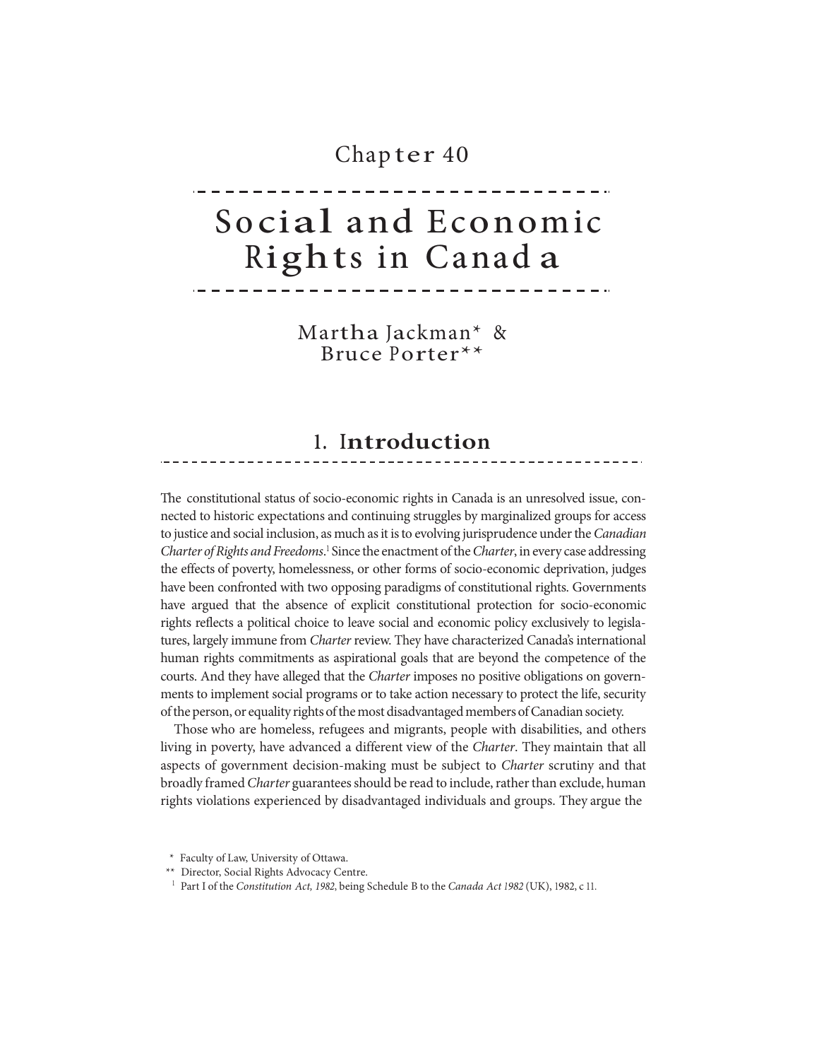Chapter 40

# Social and Economic Rights in Canada

Martha Jackman* & Bruce Porter**

## 1. Introduction

The constitutional status of socio-economic rights in Canada is an unresolved issue, connected to historic expectations and continuing struggles by marginalized groups for access to justice and social inclusion, as much as it is to evolving jurisprudence under the *Canadian Charter of Rights and Freedoms*.[1] Since the enactment of the *Charter*, in every case addressing the effects of poverty, homelessness, or other forms of socio-economic deprivation, judges have been confronted with two opposing paradigms of constitutional rights. Governments have argued that the absence of explicit constitutional protection for socio-economic rights reflects a political choice to leave social and economic policy exclusively to legislatures, largely immune from *Charter* review. They have characterized Canada's international human rights commitments as aspirational goals that are beyond the competence of the courts. And they have alleged that the *Charter* imposes no positive obligations on governments to implement social programs or to take action necessary to protect the life, security of the person, or equality rights of the most disadvantaged members of Canadian society.

Those who are homeless, refugees and migrants, people with disabilities, and others living in poverty, have advanced a different view of the *Charter*. They maintain that all aspects of government decision-making must be subject to *Charter* scrutiny and that broadly framed *Charter* guarantees should be read to include, rather than exclude, human rights violations experienced by disadvantaged individuals and groups. They argue the

\* Faculty of Law, University of Ottawa.

\*\* Director, Social Rights Advocacy Centre.

[1] Part I of the *Constitution Act, 1982*, being Schedule B to the *Canada Act 1982* (UK), 1982, c 11.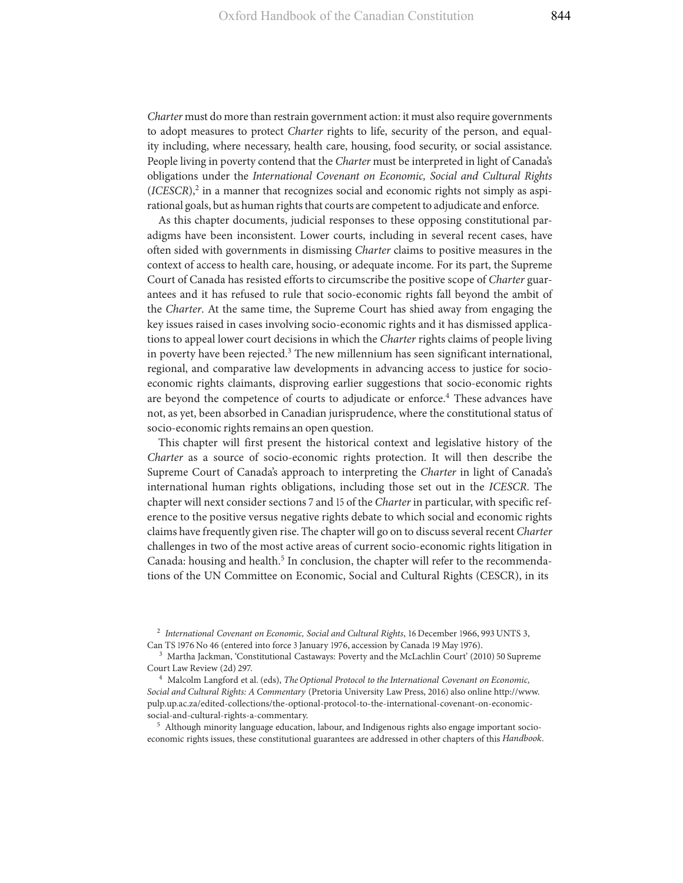*Charter* must do more than restrain government action: it must also require governments to adopt measures to protect *Charter* rights to life, security of the person, and equality including, where necessary, health care, housing, food security, or social assistance. People living in poverty contend that the *Charter* must be interpreted in light of Canada's obligations under the *International Covenant on Economic, Social and Cultural Rights* (*ICESCR*),[2] in a manner that recognizes social and economic rights not simply as aspirational goals, but as human rights that courts are competent to adjudicate and enforce.

As this chapter documents, judicial responses to these opposing constitutional paradigms have been inconsistent. Lower courts, including in several recent cases, have often sided with governments in dismissing *Charter* claims to positive measures in the context of access to health care, housing, or adequate income. For its part, the Supreme Court of Canada has resisted efforts to circumscribe the positive scope of *Charter* guarantees and it has refused to rule that socio-economic rights fall beyond the ambit of the *Charter*. At the same time, the Supreme Court has shied away from engaging the key issues raised in cases involving socio-economic rights and it has dismissed applications to appeal lower court decisions in which the *Charter* rights claims of people living in poverty have been rejected.[3] The new millennium has seen significant international, regional, and comparative law developments in advancing access to justice for socio-economic rights claimants, disproving earlier suggestions that socio-economic rights are beyond the competence of courts to adjudicate or enforce.[4] These advances have not, as yet, been absorbed in Canadian jurisprudence, where the constitutional status of socio-economic rights remains an open question.

This chapter will first present the historical context and legislative history of the *Charter* as a source of socio-economic rights protection. It will then describe the Supreme Court of Canada's approach to interpreting the *Charter* in light of Canada's international human rights obligations, including those set out in the *ICESCR*. The chapter will next consider sections 7 and 15 of the *Charter* in particular, with specific reference to the positive versus negative rights debate to which social and economic rights claims have frequently given rise. The chapter will go on to discuss several recent *Charter* challenges in two of the most active areas of current socio-economic rights litigation in Canada: housing and health.[5] In conclusion, the chapter will refer to the recommendations of the UN Committee on Economic, Social and Cultural Rights (CESCR), in its

---

[2] *International Covenant on Economic, Social and Cultural Rights*, 16 December 1966, 993 UNTS 3, Can TS 1976 No 46 (entered into force 3 January 1976, accession by Canada 19 May 1976).

[3] Martha Jackman, 'Constitutional Castaways: Poverty and the McLachlin Court' (2010) 50 Supreme Court Law Review (2d) 297.

[4] Malcolm Langford et al. (eds), *The Optional Protocol to the International Covenant on Economic, Social and Cultural Rights: A Commentary* (Pretoria University Law Press, 2016) also online http://www.pulp.up.ac.za/edited-collections/the-optional-protocol-to-the-international-covenant-on-economic-social-and-cultural-rights-a-commentary.

[5] Although minority language education, labour, and Indigenous rights also engage important socio-economic rights issues, these constitutional guarantees are addressed in other chapters of this *Handbook*.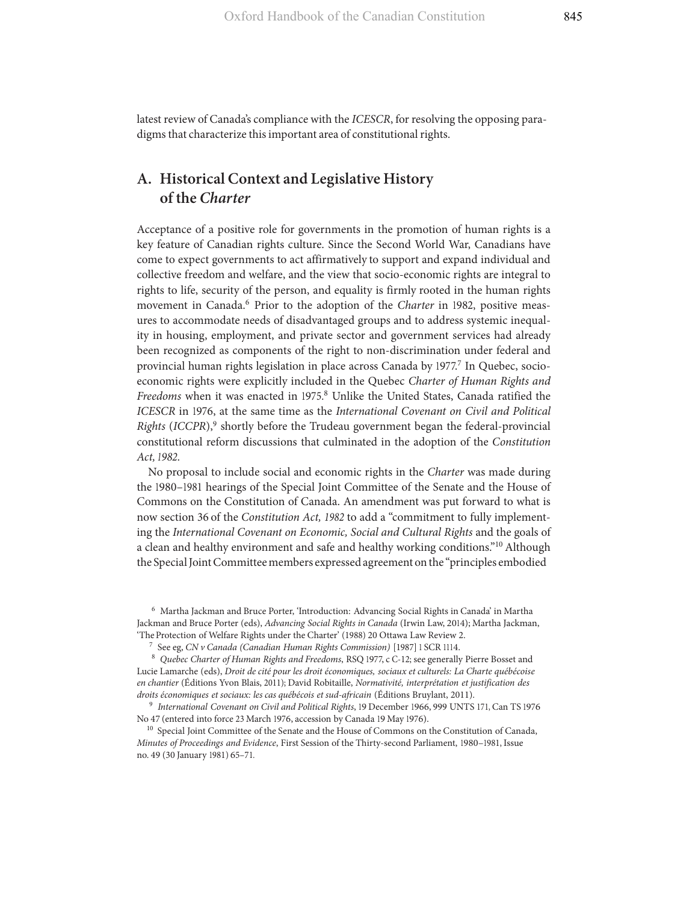latest review of Canada's compliance with the *ICESCR*, for resolving the opposing paradigms that characterize this important area of constitutional rights.

## A. Historical Context and Legislative History of the *Charter*

Acceptance of a positive role for governments in the promotion of human rights is a key feature of Canadian rights culture. Since the Second World War, Canadians have come to expect governments to act affirmatively to support and expand individual and collective freedom and welfare, and the view that socio-economic rights are integral to rights to life, security of the person, and equality is firmly rooted in the human rights movement in Canada.[6] Prior to the adoption of the *Charter* in 1982, positive measures to accommodate needs of disadvantaged groups and to address systemic inequality in housing, employment, and private sector and government services had already been recognized as components of the right to non-discrimination under federal and provincial human rights legislation in place across Canada by 1977.[7] In Quebec, socio-economic rights were explicitly included in the Quebec *Charter of Human Rights and Freedoms* when it was enacted in 1975.[8] Unlike the United States, Canada ratified the *ICESCR* in 1976, at the same time as the *International Covenant on Civil and Political Rights* (*ICCPR*),[9] shortly before the Trudeau government began the federal-provincial constitutional reform discussions that culminated in the adoption of the *Constitution Act, 1982*.

No proposal to include social and economic rights in the *Charter* was made during the 1980–1981 hearings of the Special Joint Committee of the Senate and the House of Commons on the Constitution of Canada. An amendment was put forward to what is now section 36 of the *Constitution Act, 1982* to add a "commitment to fully implementing the *International Covenant on Economic, Social and Cultural Rights* and the goals of a clean and healthy environment and safe and healthy working conditions."[10] Although the Special Joint Committee members expressed agreement on the "principles embodied

---

[6] Martha Jackman and Bruce Porter, 'Introduction: Advancing Social Rights in Canada' in Martha Jackman and Bruce Porter (eds), *Advancing Social Rights in Canada* (Irwin Law, 2014); Martha Jackman, 'The Protection of Welfare Rights under the Charter' (1988) 20 Ottawa Law Review 2.

[7] See eg, *CN v Canada (Canadian Human Rights Commission)* [1987] 1 SCR 1114.

[8] *Quebec Charter of Human Rights and Freedoms*, RSQ 1977, c C-12; see generally Pierre Bosset and Lucie Lamarche (eds), *Droit de cité pour les droit économiques, sociaux et culturels: La Charte québécoise en chantier* (Éditions Yvon Blais, 2011); David Robitaille, *Normativité, interprétation et justification des droits économiques et sociaux: les cas québécois et sud-africain* (Éditions Bruylant, 2011).

[9] *International Covenant on Civil and Political Rights*, 19 December 1966, 999 UNTS 171, Can TS 1976 No 47 (entered into force 23 March 1976, accession by Canada 19 May 1976).

[10] Special Joint Committee of the Senate and the House of Commons on the Constitution of Canada, *Minutes of Proceedings and Evidence*, First Session of the Thirty-second Parliament, 1980–1981, Issue no. 49 (30 January 1981) 65–71.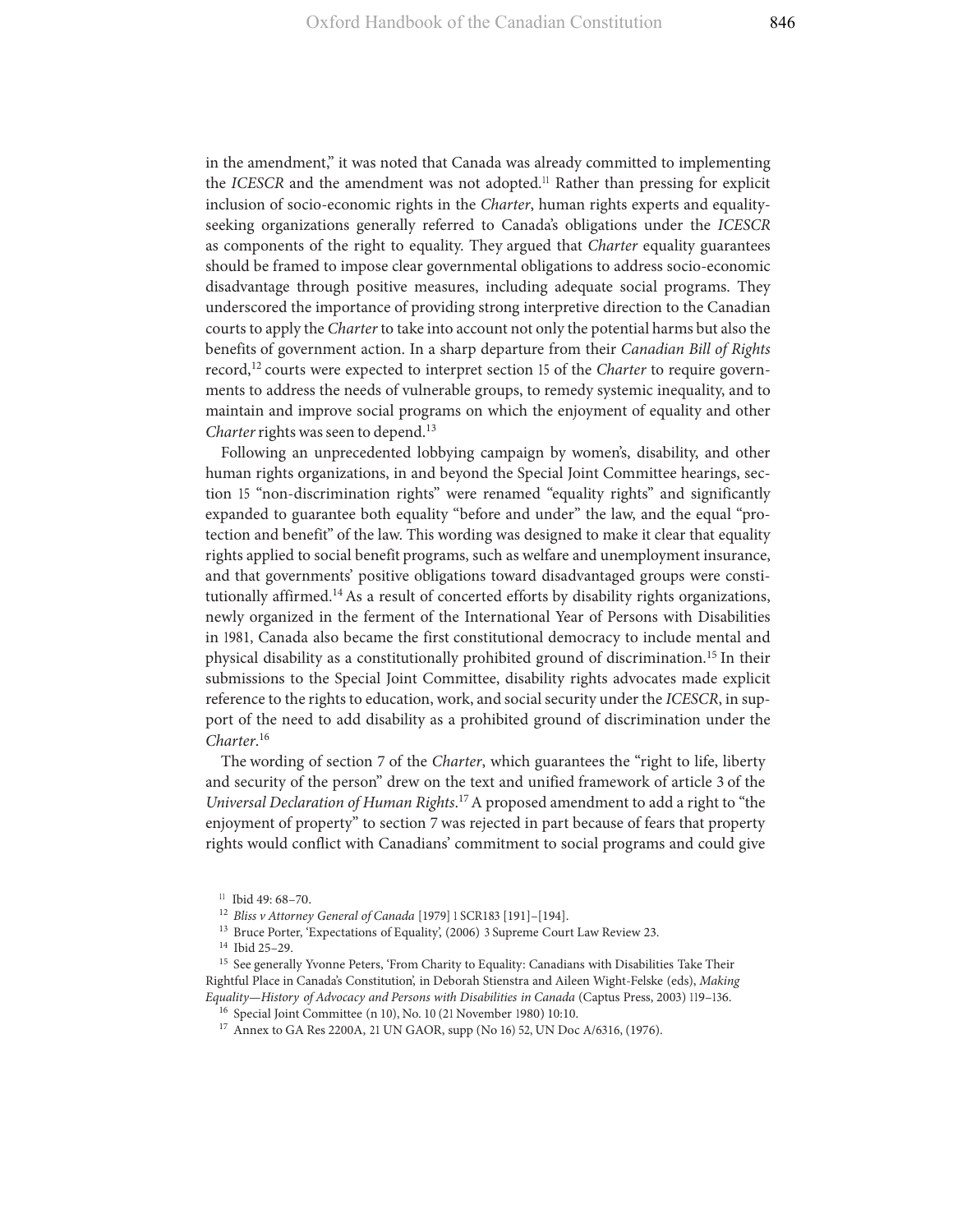in the amendment," it was noted that Canada was already committed to implementing the *ICESCR* and the amendment was not adopted.[11] Rather than pressing for explicit inclusion of socio-economic rights in the *Charter*, human rights experts and equality-seeking organizations generally referred to Canada's obligations under the *ICESCR* as components of the right to equality. They argued that *Charter* equality guarantees should be framed to impose clear governmental obligations to address socio-economic disadvantage through positive measures, including adequate social programs. They underscored the importance of providing strong interpretive direction to the Canadian courts to apply the *Charter* to take into account not only the potential harms but also the benefits of government action. In a sharp departure from their *Canadian Bill of Rights* record,[12] courts were expected to interpret section 15 of the *Charter* to require governments to address the needs of vulnerable groups, to remedy systemic inequality, and to maintain and improve social programs on which the enjoyment of equality and other *Charter* rights was seen to depend.[13]

Following an unprecedented lobbying campaign by women's, disability, and other human rights organizations, in and beyond the Special Joint Committee hearings, section 15 "non-discrimination rights" were renamed "equality rights" and significantly expanded to guarantee both equality "before and under" the law, and the equal "protection and benefit" of the law. This wording was designed to make it clear that equality rights applied to social benefit programs, such as welfare and unemployment insurance, and that governments' positive obligations toward disadvantaged groups were constitutionally affirmed.[14] As a result of concerted efforts by disability rights organizations, newly organized in the ferment of the International Year of Persons with Disabilities in 1981, Canada also became the first constitutional democracy to include mental and physical disability as a constitutionally prohibited ground of discrimination.[15] In their submissions to the Special Joint Committee, disability rights advocates made explicit reference to the rights to education, work, and social security under the *ICESCR*, in support of the need to add disability as a prohibited ground of discrimination under the *Charter*.[16]

The wording of section 7 of the *Charter*, which guarantees the "right to life, liberty and security of the person" drew on the text and unified framework of article 3 of the *Universal Declaration of Human Rights*.[17] A proposed amendment to add a right to "the enjoyment of property" to section 7 was rejected in part because of fears that property rights would conflict with Canadians' commitment to social programs and could give

[11] Ibid 49: 68–70.

[12] *Bliss v Attorney General of Canada* [1979] 1 SCR183 [191]–[194].

[13] Bruce Porter, 'Expectations of Equality', (2006) 3 Supreme Court Law Review 23.

[14] Ibid 25–29.

[15] See generally Yvonne Peters, 'From Charity to Equality: Canadians with Disabilities Take Their Rightful Place in Canada's Constitution', in Deborah Stienstra and Aileen Wight-Felske (eds), *Making Equality—History of Advocacy and Persons with Disabilities in Canada* (Captus Press, 2003) 119–136.

[16] Special Joint Committee (n 10), No. 10 (21 November 1980) 10:10.

[17] Annex to GA Res 2200A, 21 UN GAOR, supp (No 16) 52, UN Doc A/6316, (1976).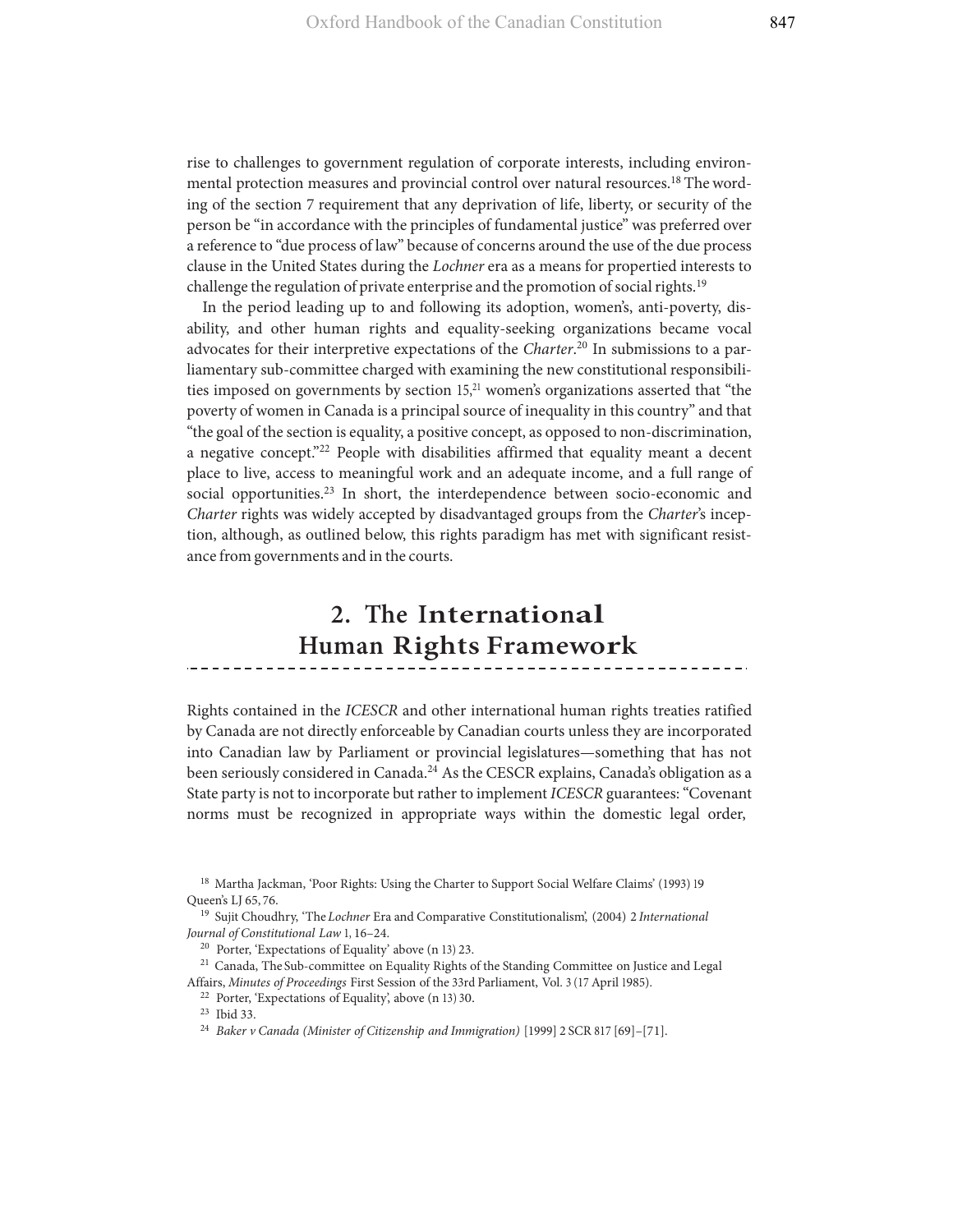rise to challenges to government regulation of corporate interests, including environmental protection measures and provincial control over natural resources.[18] The wording of the section 7 requirement that any deprivation of life, liberty, or security of the person be "in accordance with the principles of fundamental justice" was preferred over a reference to "due process of law" because of concerns around the use of the due process clause in the United States during the *Lochner* era as a means for propertied interests to challenge the regulation of private enterprise and the promotion of social rights.[19]

In the period leading up to and following its adoption, women's, anti-poverty, disability, and other human rights and equality-seeking organizations became vocal advocates for their interpretive expectations of the *Charter*.[20] In submissions to a parliamentary sub-committee charged with examining the new constitutional responsibilities imposed on governments by section 15,[21] women's organizations asserted that "the poverty of women in Canada is a principal source of inequality in this country" and that "the goal of the section is equality, a positive concept, as opposed to non-discrimination, a negative concept."[22] People with disabilities affirmed that equality meant a decent place to live, access to meaningful work and an adequate income, and a full range of social opportunities.[23] In short, the interdependence between socio-economic and *Charter* rights was widely accepted by disadvantaged groups from the *Charter*'s inception, although, as outlined below, this rights paradigm has met with significant resistance from governments and in the courts.

## 2. The International Human Rights Framework

Rights contained in the *ICESCR* and other international human rights treaties ratified by Canada are not directly enforceable by Canadian courts unless they are incorporated into Canadian law by Parliament or provincial legislatures—something that has not been seriously considered in Canada.[24] As the CESCR explains, Canada's obligation as a State party is not to incorporate but rather to implement *ICESCR* guarantees: "Covenant norms must be recognized in appropriate ways within the domestic legal order,

---

[18] Martha Jackman, 'Poor Rights: Using the Charter to Support Social Welfare Claims' (1993) 19 Queen's LJ 65, 76.

[19] Sujit Choudhry, 'The *Lochner* Era and Comparative Constitutionalism', (2004) 2 *International Journal of Constitutional Law* 1, 16–24.

[20] Porter, 'Expectations of Equality' above (n 13) 23.

[21] Canada, The Sub-committee on Equality Rights of the Standing Committee on Justice and Legal Affairs, *Minutes of Proceedings* First Session of the 33rd Parliament, Vol. 3 (17 April 1985).

[22] Porter, 'Expectations of Equality', above (n 13) 30.

[23] Ibid 33.

[24] *Baker v Canada (Minister of Citizenship and Immigration)* [1999] 2 SCR 817 [69]–[71].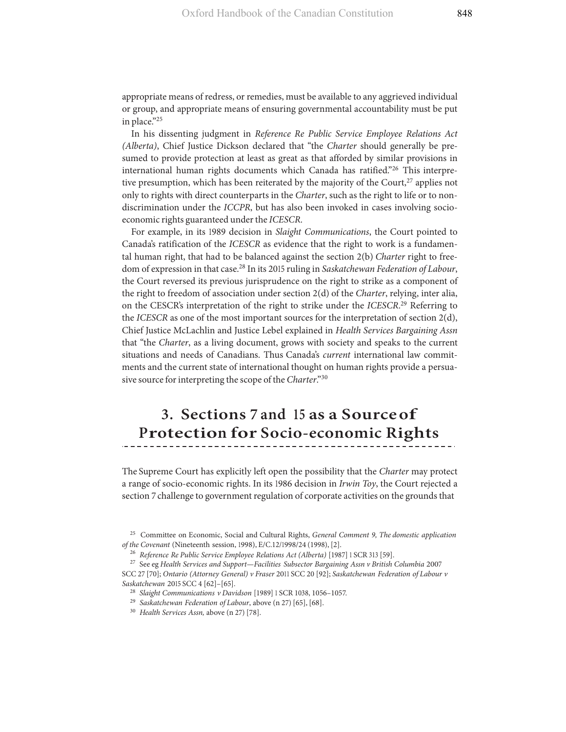appropriate means of redress, or remedies, must be available to any aggrieved individual or group, and appropriate means of ensuring governmental accountability must be put in place."[25]

In his dissenting judgment in *Reference Re Public Service Employee Relations Act (Alberta)*, Chief Justice Dickson declared that "the *Charter* should generally be presumed to provide protection at least as great as that afforded by similar provisions in international human rights documents which Canada has ratified."[26] This interpretive presumption, which has been reiterated by the majority of the Court,[27] applies not only to rights with direct counterparts in the *Charter*, such as the right to life or to non-discrimination under the *ICCPR*, but has also been invoked in cases involving socio-economic rights guaranteed under the *ICESCR*.

For example, in its 1989 decision in *Slaight Communications*, the Court pointed to Canada's ratification of the *ICESCR* as evidence that the right to work is a fundamental human right, that had to be balanced against the section 2(b) *Charter* right to freedom of expression in that case.[28] In its 2015 ruling in *Saskatchewan Federation of Labour*, the Court reversed its previous jurisprudence on the right to strike as a component of the right to freedom of association under section 2(d) of the *Charter*, relying, inter alia, on the CESCR's interpretation of the right to strike under the *ICESCR*.[29] Referring to the *ICESCR* as one of the most important sources for the interpretation of section 2(d), Chief Justice McLachlin and Justice Lebel explained in *Health Services Bargaining Assn* that "the *Charter*, as a living document, grows with society and speaks to the current situations and needs of Canadians. Thus Canada's *current* international law commitments and the current state of international thought on human rights provide a persuasive source for interpreting the scope of the *Charter*."[30]

## 3. Sections 7 and 15 as a Source of Protection for Socio-economic Rights

The Supreme Court has explicitly left open the possibility that the *Charter* may protect a range of socio-economic rights. In its 1986 decision in *Irwin Toy*, the Court rejected a section 7 challenge to government regulation of corporate activities on the grounds that

---

[25] Committee on Economic, Social and Cultural Rights, *General Comment 9, The domestic application of the Covenant* (Nineteenth session, 1998), E/C.12/1998/24 (1998), [2].

[26] *Reference Re Public Service Employee Relations Act (Alberta)* [1987] 1 SCR 313 [59].

[27] See eg *Health Services and Support—Facilities Subsector Bargaining Assn v British Columbia* 2007 SCC 27 [70]; *Ontario (Attorney General) v Fraser* 2011 SCC 20 [92]; *Saskatchewan Federation of Labour v Saskatchewan* 2015 SCC 4 [62]–[65].

[28] *Slaight Communications v Davidson* [1989] 1 SCR 1038, 1056–1057.

[29] *Saskatchewan Federation of Labour*, above (n 27) [65], [68].

[30] *Health Services Assn,* above (n 27) [78].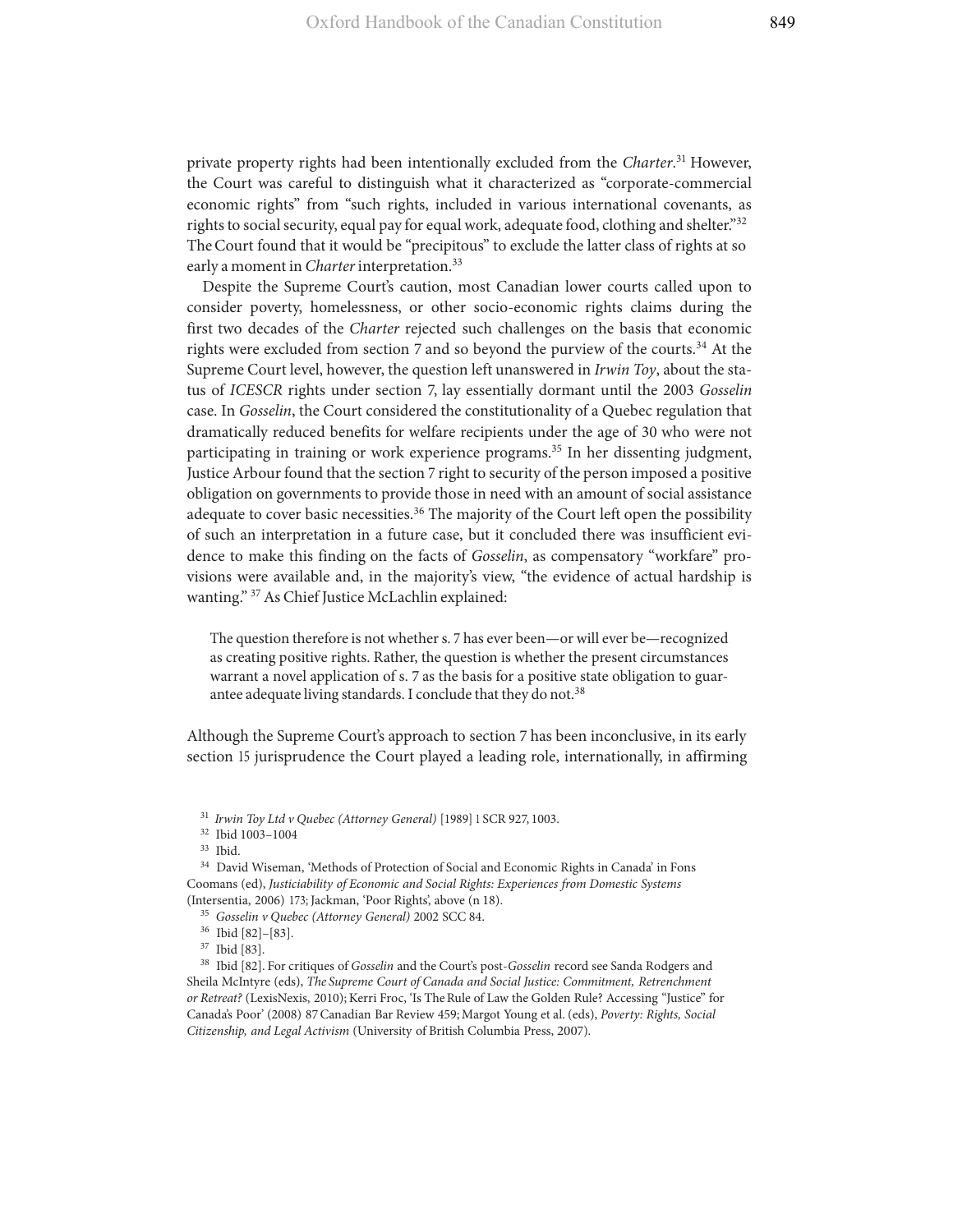private property rights had been intentionally excluded from the *Charter*.[31] However, the Court was careful to distinguish what it characterized as "corporate-commercial economic rights" from "such rights, included in various international covenants, as rights to social security, equal pay for equal work, adequate food, clothing and shelter."[32] The Court found that it would be "precipitous" to exclude the latter class of rights at so early a moment in *Charter* interpretation.[33]

Despite the Supreme Court's caution, most Canadian lower courts called upon to consider poverty, homelessness, or other socio-economic rights claims during the first two decades of the *Charter* rejected such challenges on the basis that economic rights were excluded from section 7 and so beyond the purview of the courts.[34] At the Supreme Court level, however, the question left unanswered in *Irwin Toy*, about the status of *ICESCR* rights under section 7, lay essentially dormant until the 2003 *Gosselin* case. In *Gosselin*, the Court considered the constitutionality of a Quebec regulation that dramatically reduced benefits for welfare recipients under the age of 30 who were not participating in training or work experience programs.[35] In her dissenting judgment, Justice Arbour found that the section 7 right to security of the person imposed a positive obligation on governments to provide those in need with an amount of social assistance adequate to cover basic necessities.[36] The majority of the Court left open the possibility of such an interpretation in a future case, but it concluded there was insufficient evidence to make this finding on the facts of *Gosselin*, as compensatory "workfare" provisions were available and, in the majority's view, "the evidence of actual hardship is wanting." [37] As Chief Justice McLachlin explained:

> The question therefore is not whether s. 7 has ever been—or will ever be—recognized as creating positive rights. Rather, the question is whether the present circumstances warrant a novel application of s. 7 as the basis for a positive state obligation to guarantee adequate living standards. I conclude that they do not.[38]

Although the Supreme Court's approach to section 7 has been inconclusive, in its early section 15 jurisprudence the Court played a leading role, internationally, in affirming

---

[31] *Irwin Toy Ltd v Quebec (Attorney General)* [1989] 1 SCR 927, 1003.

[32] Ibid 1003–1004

[33] Ibid.

[34] David Wiseman, 'Methods of Protection of Social and Economic Rights in Canada' in Fons Coomans (ed), *Justiciability of Economic and Social Rights: Experiences from Domestic Systems* (Intersentia, 2006) 173; Jackman, 'Poor Rights', above (n 18).

[35] *Gosselin v Quebec (Attorney General)* 2002 SCC 84.

[36] Ibid [82]–[83].

[37] Ibid [83].

[38] Ibid [82]. For critiques of *Gosselin* and the Court's post-*Gosselin* record see Sanda Rodgers and Sheila McIntyre (eds), *The Supreme Court of Canada and Social Justice: Commitment, Retrenchment or Retreat?* (LexisNexis, 2010); Kerri Froc, 'Is The Rule of Law the Golden Rule? Accessing "Justice" for Canada's Poor' (2008) 87 Canadian Bar Review 459; Margot Young et al. (eds), *Poverty: Rights, Social Citizenship, and Legal Activism* (University of British Columbia Press, 2007).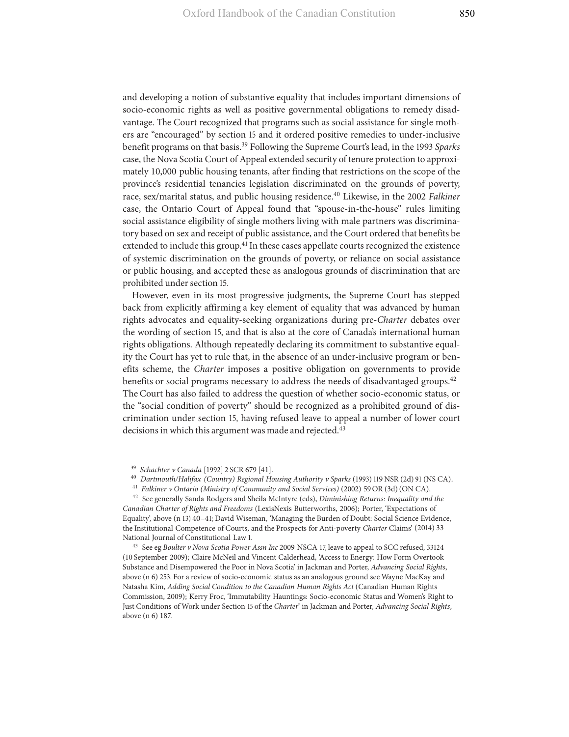and developing a notion of substantive equality that includes important dimensions of socio-economic rights as well as positive governmental obligations to remedy disadvantage. The Court recognized that programs such as social assistance for single mothers are "encouraged" by section 15 and it ordered positive remedies to under-inclusive benefit programs on that basis.[39] Following the Supreme Court's lead, in the 1993 *Sparks* case, the Nova Scotia Court of Appeal extended security of tenure protection to approximately 10,000 public housing tenants, after finding that restrictions on the scope of the province's residential tenancies legislation discriminated on the grounds of poverty, race, sex/marital status, and public housing residence.[40] Likewise, in the 2002 *Falkiner* case, the Ontario Court of Appeal found that "spouse-in-the-house" rules limiting social assistance eligibility of single mothers living with male partners was discriminatory based on sex and receipt of public assistance, and the Court ordered that benefits be extended to include this group.[41] In these cases appellate courts recognized the existence of systemic discrimination on the grounds of poverty, or reliance on social assistance or public housing, and accepted these as analogous grounds of discrimination that are prohibited under section 15.

However, even in its most progressive judgments, the Supreme Court has stepped back from explicitly affirming a key element of equality that was advanced by human rights advocates and equality-seeking organizations during pre-*Charter* debates over the wording of section 15, and that is also at the core of Canada's international human rights obligations. Although repeatedly declaring its commitment to substantive equality the Court has yet to rule that, in the absence of an under-inclusive program or benefits scheme, the *Charter* imposes a positive obligation on governments to provide benefits or social programs necessary to address the needs of disadvantaged groups.[42] The Court has also failed to address the question of whether socio-economic status, or the "social condition of poverty" should be recognized as a prohibited ground of discrimination under section 15, having refused leave to appeal a number of lower court decisions in which this argument was made and rejected.[43]

---

[39] *Schachter v Canada* [1992] 2 SCR 679 [41].

[40] *Dartmouth/Halifax (Country) Regional Housing Authority v Sparks* (1993) 119 NSR (2d) 91 (NS CA).

[41] *Falkiner v Ontario (Ministry of Community and Social Services)* (2002) 59 OR (3d) (ON CA).

[42] See generally Sanda Rodgers and Sheila McIntyre (eds), *Diminishing Returns: Inequality and the Canadian Charter of Rights and Freedoms* (LexisNexis Butterworths, 2006); Porter, 'Expectations of Equality', above (n 13) 40–41; David Wiseman, 'Managing the Burden of Doubt: Social Science Evidence, the Institutional Competence of Courts, and the Prospects for Anti-poverty *Charter* Claims' (2014) 33 National Journal of Constitutional Law 1.

[43] See eg *Boulter v Nova Scotia Power Assn Inc* 2009 NSCA 17, leave to appeal to SCC refused, 33124 (10 September 2009); Claire McNeil and Vincent Calderhead, 'Access to Energy: How Form Overtook Substance and Disempowered the Poor in Nova Scotia' in Jackman and Porter, *Advancing Social Rights*, above (n 6) 253. For a review of socio-economic status as an analogous ground see Wayne MacKay and Natasha Kim, *Adding Social Condition to the Canadian Human Rights Act* (Canadian Human Rights Commission, 2009); Kerry Froc, 'Immutability Hauntings: Socio-economic Status and Women's Right to Just Conditions of Work under Section 15 of the *Charter*' in Jackman and Porter, *Advancing Social Rights*, above (n 6) 187.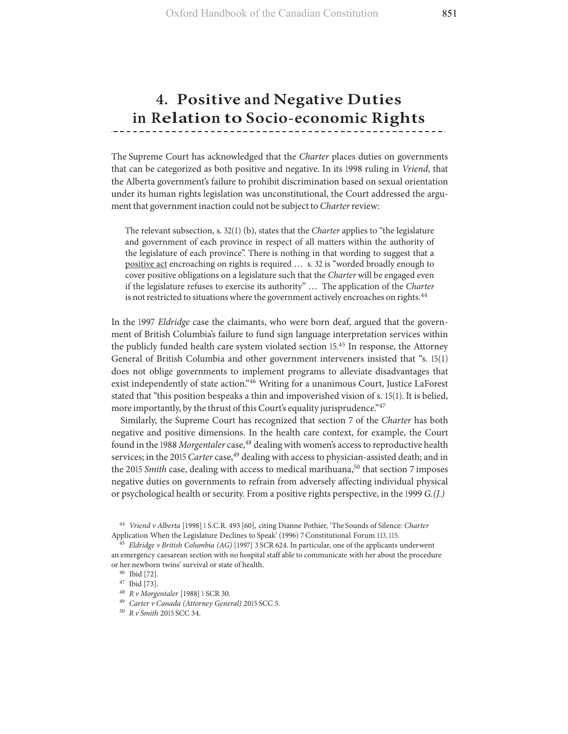# 4. Positive and Negative Duties in Relation to Socio-economic Rights

The Supreme Court has acknowledged that the *Charter* places duties on governments that can be categorized as both positive and negative. In its 1998 ruling in *Vriend*, that the Alberta government's failure to prohibit discrimination based on sexual orientation under its human rights legislation was unconstitutional, the Court addressed the argument that government inaction could not be subject to *Charter* review:

> The relevant subsection, s. 32(1) (b), states that the *Charter* applies to "the legislature and government of each province in respect of all matters within the authority of the legislature of each province". There is nothing in that wording to suggest that a positive act encroaching on rights is required … s. 32 is "worded broadly enough to cover positive obligations on a legislature such that the *Charter* will be engaged even if the legislature refuses to exercise its authority" … The application of the *Charter* is not restricted to situations where the government actively encroaches on rights.[44]

In the 1997 *Eldridge* case the claimants, who were born deaf, argued that the government of British Columbia's failure to fund sign language interpretation services within the publicly funded health care system violated section 15.[45] In response, the Attorney General of British Columbia and other government interveners insisted that "s. 15(1) does not oblige governments to implement programs to alleviate disadvantages that exist independently of state action."[46] Writing for a unanimous Court, Justice LaForest stated that "this position bespeaks a thin and impoverished vision of s. 15(1). It is belied, more importantly, by the thrust of this Court's equality jurisprudence."[47]

Similarly, the Supreme Court has recognized that section 7 of the *Charter* has both negative and positive dimensions. In the health care context, for example, the Court found in the 1988 *Morgentaler* case,[48] dealing with women's access to reproductive health services; in the 2015 *Carter* case,[49] dealing with access to physician-assisted death; and in the 2015 *Smith* case, dealing with access to medical marihuana,[50] that section 7 imposes negative duties on governments to refrain from adversely affecting individual physical or psychological health or security. From a positive rights perspective, in the 1999 *G.(J.)*

---

[44] *Vriend v Alberta* [1998] 1 S.C.R. 493 [60], citing Dianne Pothier, 'The Sounds of Silence: *Charter* Application When the Legislature Declines to Speak' (1996) 7 Constitutional Forum 113, 115.

[45] *Eldridge v British Columbia (AG)* [1997] 3 SCR 624. In particular, one of the applicants underwent an emergency caesarean section with no hospital staff able to communicate with her about the procedure or her newborn twins' survival or state of health.

[46] Ibid [72].

[47] Ibid [73].

[48] *R v Morgentaler* [1988] 1 SCR 30.

[49] *Carter v Canada (Attorney General)* 2015 SCC 5.

[50] *R v Smith* 2015 SCC 34.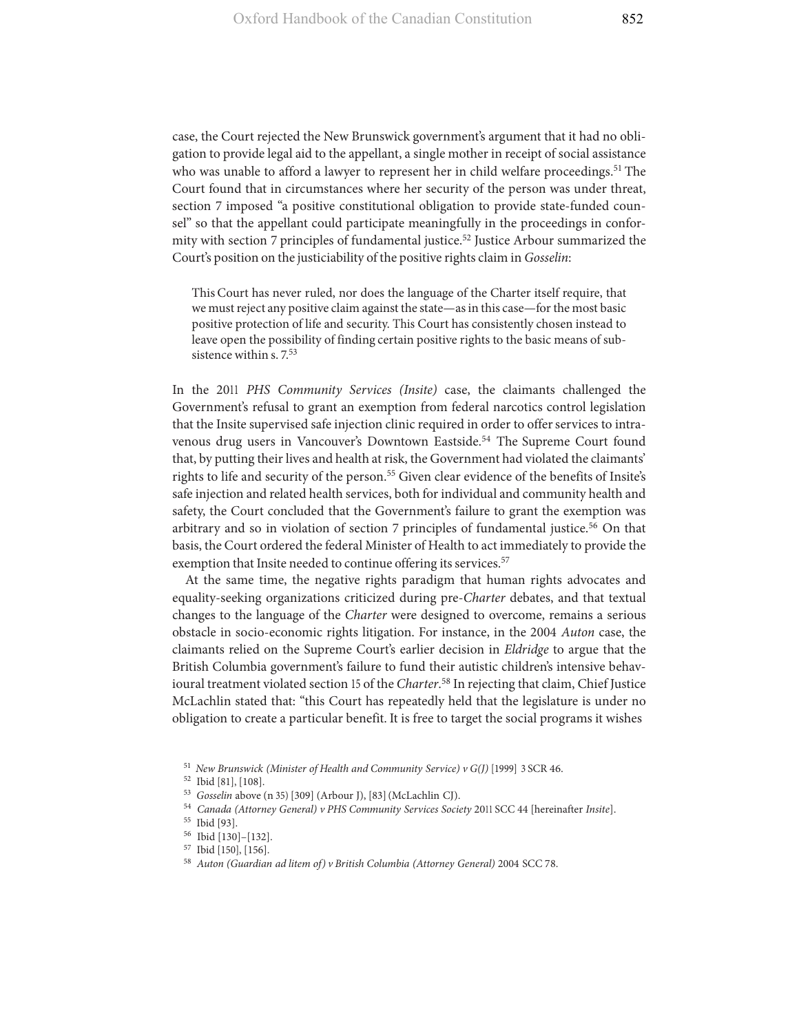case, the Court rejected the New Brunswick government's argument that it had no obligation to provide legal aid to the appellant, a single mother in receipt of social assistance who was unable to afford a lawyer to represent her in child welfare proceedings.[51] The Court found that in circumstances where her security of the person was under threat, section 7 imposed "a positive constitutional obligation to provide state-funded counsel" so that the appellant could participate meaningfully in the proceedings in conformity with section 7 principles of fundamental justice.[52] Justice Arbour summarized the Court's position on the justiciability of the positive rights claim in *Gosselin*:

> This Court has never ruled, nor does the language of the Charter itself require, that we must reject any positive claim against the state—as in this case—for the most basic positive protection of life and security. This Court has consistently chosen instead to leave open the possibility of finding certain positive rights to the basic means of subsistence within s. 7.[53]

In the 2011 *PHS Community Services (Insite)* case, the claimants challenged the Government's refusal to grant an exemption from federal narcotics control legislation that the Insite supervised safe injection clinic required in order to offer services to intravenous drug users in Vancouver's Downtown Eastside.[54] The Supreme Court found that, by putting their lives and health at risk, the Government had violated the claimants' rights to life and security of the person.[55] Given clear evidence of the benefits of Insite's safe injection and related health services, both for individual and community health and safety, the Court concluded that the Government's failure to grant the exemption was arbitrary and so in violation of section 7 principles of fundamental justice.[56] On that basis, the Court ordered the federal Minister of Health to act immediately to provide the exemption that Insite needed to continue offering its services.[57]

At the same time, the negative rights paradigm that human rights advocates and equality-seeking organizations criticized during pre-*Charter* debates, and that textual changes to the language of the *Charter* were designed to overcome, remains a serious obstacle in socio-economic rights litigation. For instance, in the 2004 *Auton* case, the claimants relied on the Supreme Court's earlier decision in *Eldridge* to argue that the British Columbia government's failure to fund their autistic children's intensive behavioural treatment violated section 15 of the *Charter*.[58] In rejecting that claim, Chief Justice McLachlin stated that: "this Court has repeatedly held that the legislature is under no obligation to create a particular benefit. It is free to target the social programs it wishes

---

[51] *New Brunswick (Minister of Health and Community Service) v G(J)* [1999] 3 SCR 46.

[52] Ibid [81], [108].

[53] *Gosselin* above (n 35) [309] (Arbour J), [83] (McLachlin CJ).

[54] *Canada (Attorney General) v PHS Community Services Society* 2011 SCC 44 [hereinafter *Insite*].

[55] Ibid [93].

[56] Ibid [130]–[132].

[57] Ibid [150], [156].

[58] *Auton (Guardian ad litem of) v British Columbia (Attorney General)* 2004 SCC 78.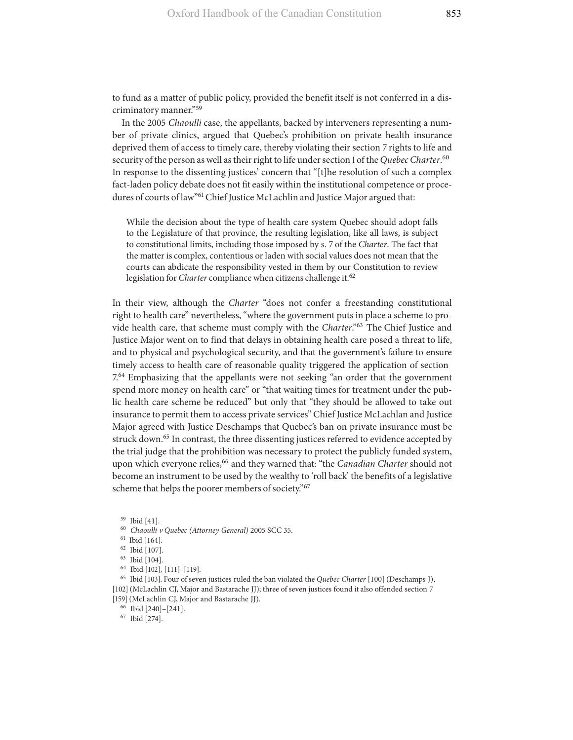to fund as a matter of public policy, provided the benefit itself is not conferred in a discriminatory manner."[59]

In the 2005 *Chaoulli* case, the appellants, backed by interveners representing a number of private clinics, argued that Quebec's prohibition on private health insurance deprived them of access to timely care, thereby violating their section 7 rights to life and security of the person as well as their right to life under section 1 of the *Quebec Charter*.[60] In response to the dissenting justices' concern that "[t]he resolution of such a complex fact-laden policy debate does not fit easily within the institutional competence or procedures of courts of law"[61] Chief Justice McLachlin and Justice Major argued that:

> While the decision about the type of health care system Quebec should adopt falls to the Legislature of that province, the resulting legislation, like all laws, is subject to constitutional limits, including those imposed by s. 7 of the *Charter*. The fact that the matter is complex, contentious or laden with social values does not mean that the courts can abdicate the responsibility vested in them by our Constitution to review legislation for *Charter* compliance when citizens challenge it.[62]

In their view, although the *Charter* "does not confer a freestanding constitutional right to health care" nevertheless, "where the government puts in place a scheme to provide health care, that scheme must comply with the *Charter*."[63] The Chief Justice and Justice Major went on to find that delays in obtaining health care posed a threat to life, and to physical and psychological security, and that the government's failure to ensure timely access to health care of reasonable quality triggered the application of section 7.[64] Emphasizing that the appellants were not seeking "an order that the government spend more money on health care" or "that waiting times for treatment under the public health care scheme be reduced" but only that "they should be allowed to take out insurance to permit them to access private services" Chief Justice McLachlan and Justice Major agreed with Justice Deschamps that Quebec's ban on private insurance must be struck down.[65] In contrast, the three dissenting justices referred to evidence accepted by the trial judge that the prohibition was necessary to protect the publicly funded system, upon which everyone relies,[66] and they warned that: "the *Canadian Charter* should not become an instrument to be used by the wealthy to 'roll back' the benefits of a legislative scheme that helps the poorer members of society."[67]

---

[59] Ibid [41].

[60] *Chaoulli v Quebec (Attorney General)* 2005 SCC 35.

[61] Ibid [164].

[62] Ibid [107].

[63] Ibid [104].

[64] Ibid [102], [111]–[119].

[65] Ibid [103]. Four of seven justices ruled the ban violated the *Quebec Charter* [100] (Deschamps J), [102] (McLachlin CJ, Major and Bastarache JJ); three of seven justices found it also offended section 7 [159] (McLachlin CJ, Major and Bastarache JJ).

[66] Ibid [240]–[241].

[67] Ibid [274].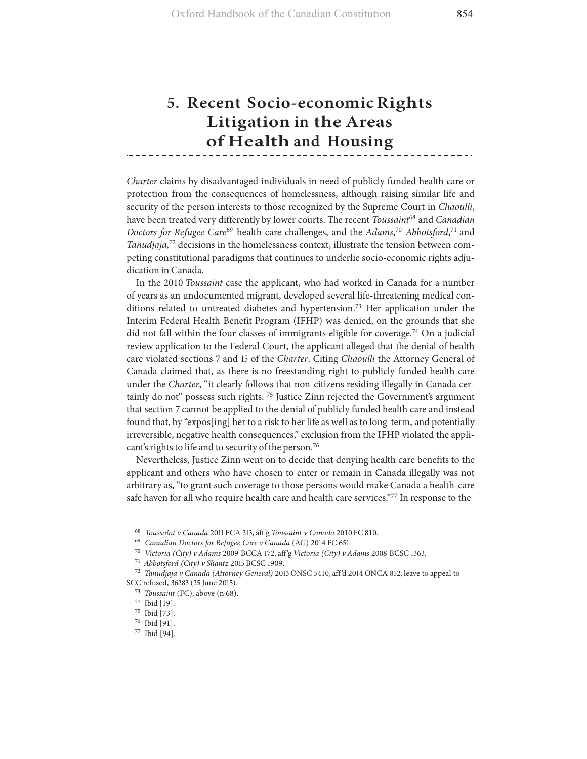## 5. Recent Socio-economic Rights Litigation in the Areas of Health and Housing

*Charter* claims by disadvantaged individuals in need of publicly funded health care or protection from the consequences of homelessness, although raising similar life and security of the person interests to those recognized by the Supreme Court in *Chaoulli*, have been treated very differently by lower courts. The recent *Toussaint*[68] and *Canadian Doctors for Refugee Care*[69] health care challenges, and the *Adams*,[70] *Abbotsford*,[71] and *Tanudjaja,*[72] decisions in the homelessness context, illustrate the tension between competing constitutional paradigms that continues to underlie socio-economic rights adjudication in Canada.

In the 2010 *Toussaint* case the applicant, who had worked in Canada for a number of years as an undocumented migrant, developed several life-threatening medical conditions related to untreated diabetes and hypertension.[73] Her application under the Interim Federal Health Benefit Program (IFHP) was denied, on the grounds that she did not fall within the four classes of immigrants eligible for coverage.[74] On a judicial review application to the Federal Court, the applicant alleged that the denial of health care violated sections 7 and 15 of the *Charter*. Citing *Chaoulli* the Attorney General of Canada claimed that, as there is no freestanding right to publicly funded health care under the *Charter*, "it clearly follows that non-citizens residing illegally in Canada certainly do not" possess such rights. [75] Justice Zinn rejected the Government's argument that section 7 cannot be applied to the denial of publicly funded health care and instead found that, by "expos[ing] her to a risk to her life as well as to long-term, and potentially irreversible, negative health consequences," exclusion from the IFHP violated the applicant's rights to life and to security of the person.[76]

Nevertheless, Justice Zinn went on to decide that denying health care benefits to the applicant and others who have chosen to enter or remain in Canada illegally was not arbitrary as, "to grant such coverage to those persons would make Canada a health-care safe haven for all who require health care and health care services."[77] In response to the

---

[68] *Toussaint v Canada* 2011 FCA 213, aff'g *Toussaint v Canada* 2010 FC 810.

[69] *Canadian Doctors for Refugee Care v Canada* (AG) 2014 FC 651.

[70] *Victoria (City) v Adams* 2009 BCCA 172, aff'g *Victoria (City) v Adams* 2008 BCSC 1363.

[71] *Abbotsford (City) v Shantz* 2015 BCSC 1909.

[72] *Tanudjaja v Canada (Attorney General)* 2013 ONSC 5410, aff'd 2014 ONCA 852, leave to appeal to SCC refused, 36283 (25 June 2015).

[73] *Toussaint* (FC), above (n 68).

[74] Ibid [19].

[75] Ibid [73].

[76] Ibid [91].

[77] Ibid [94].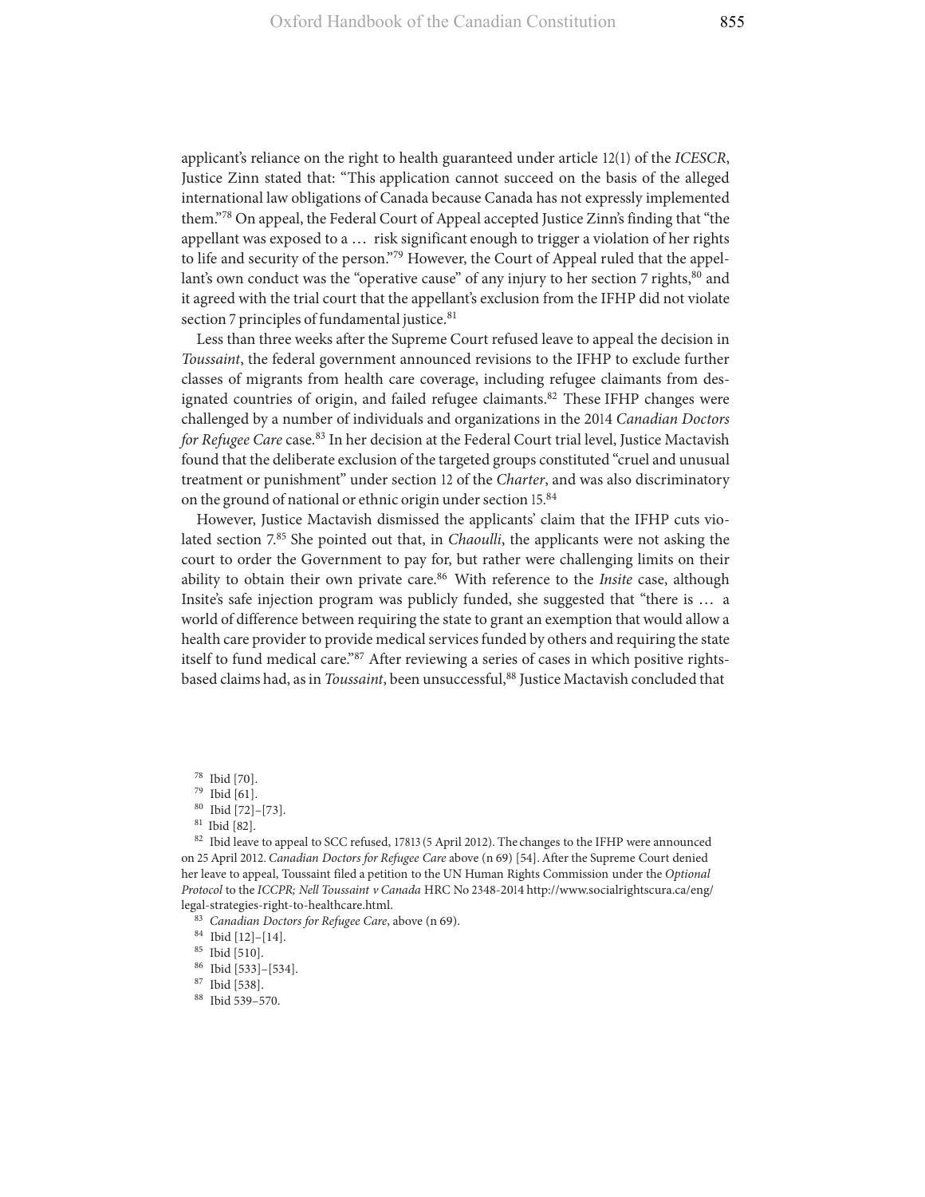applicant's reliance on the right to health guaranteed under article 12(1) of the *ICESCR*, Justice Zinn stated that: "This application cannot succeed on the basis of the alleged international law obligations of Canada because Canada has not expressly implemented them."[78] On appeal, the Federal Court of Appeal accepted Justice Zinn's finding that "the appellant was exposed to a … risk significant enough to trigger a violation of her rights to life and security of the person."[79] However, the Court of Appeal ruled that the appellant's own conduct was the "operative cause" of any injury to her section 7 rights,[80] and it agreed with the trial court that the appellant's exclusion from the IFHP did not violate section 7 principles of fundamental justice.[81]

Less than three weeks after the Supreme Court refused leave to appeal the decision in *Toussaint*, the federal government announced revisions to the IFHP to exclude further classes of migrants from health care coverage, including refugee claimants from designated countries of origin, and failed refugee claimants.[82] These IFHP changes were challenged by a number of individuals and organizations in the 2014 *Canadian Doctors for Refugee Care* case.[83] In her decision at the Federal Court trial level, Justice Mactavish found that the deliberate exclusion of the targeted groups constituted "cruel and unusual treatment or punishment" under section 12 of the *Charter*, and was also discriminatory on the ground of national or ethnic origin under section 15.[84]

However, Justice Mactavish dismissed the applicants' claim that the IFHP cuts violated section 7.[85] She pointed out that, in *Chaoulli*, the applicants were not asking the court to order the Government to pay for, but rather were challenging limits on their ability to obtain their own private care.[86] With reference to the *Insite* case, although Insite's safe injection program was publicly funded, she suggested that "there is … a world of difference between requiring the state to grant an exemption that would allow a health care provider to provide medical services funded by others and requiring the state itself to fund medical care."[87] After reviewing a series of cases in which positive rights-based claims had, as in *Toussaint*, been unsuccessful,[88] Justice Mactavish concluded that

---

78 Ibid [70].

79 Ibid [61].

80 Ibid [72]–[73].

81 Ibid [82].

82 Ibid leave to appeal to SCC refused, 17813 (5 April 2012). The changes to the IFHP were announced on 25 April 2012. *Canadian Doctors for Refugee Care* above (n 69) [54]. After the Supreme Court denied her leave to appeal, Toussaint filed a petition to the UN Human Rights Commission under the *Optional Protocol* to the *ICCPR*; *Nell Toussaint v Canada* HRC No 2348-2014 http://www.socialrightscura.ca/eng/legal-strategies-right-to-healthcare.html.

83 *Canadian Doctors for Refugee Care*, above (n 69).

84 Ibid [12]–[14].

85 Ibid [510].

86 Ibid [533]–[534].

87 Ibid [538].

88 Ibid 539–570.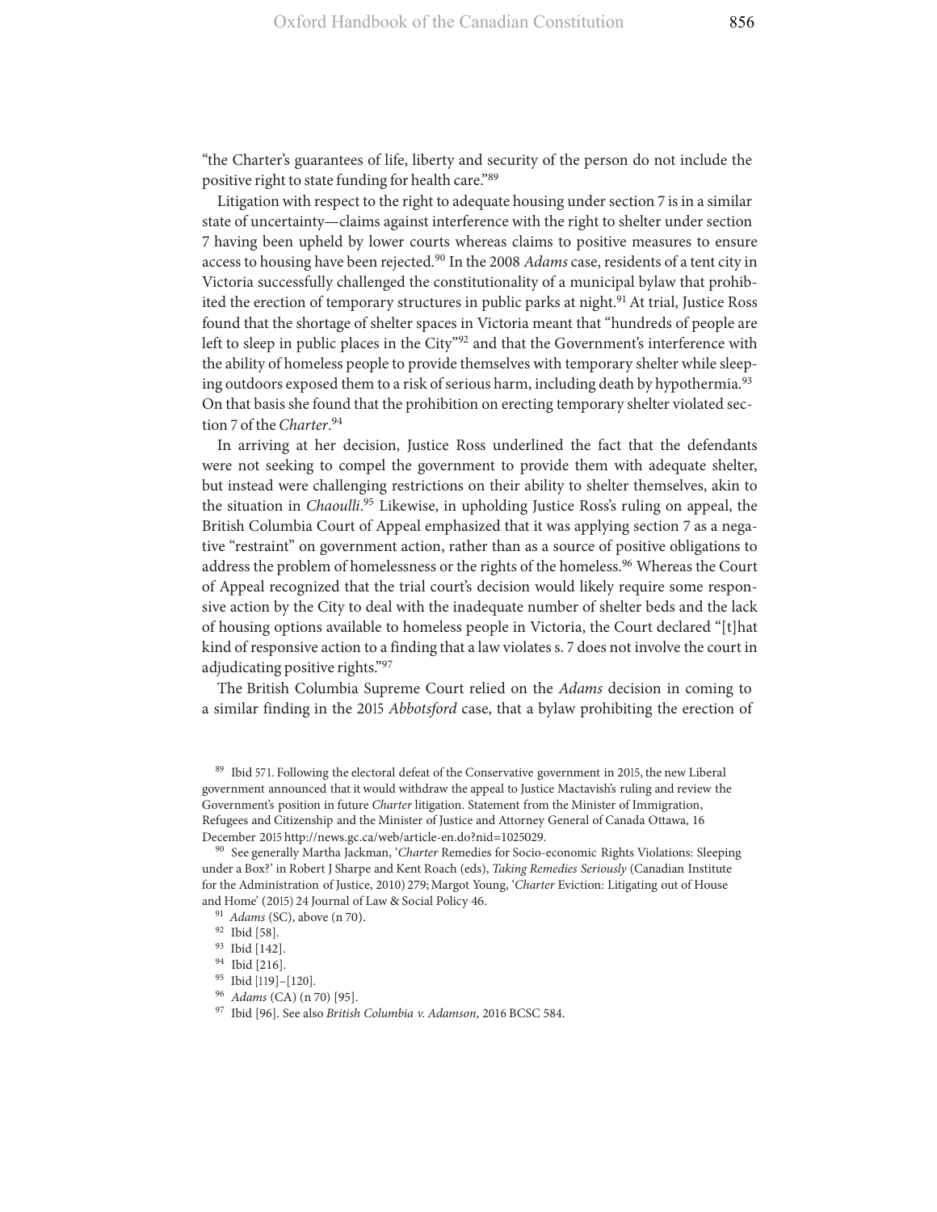"the Charter's guarantees of life, liberty and security of the person do not include the positive right to state funding for health care."[89]

Litigation with respect to the right to adequate housing under section 7 is in a similar state of uncertainty—claims against interference with the right to shelter under section 7 having been upheld by lower courts whereas claims to positive measures to ensure access to housing have been rejected.[90] In the 2008 *Adams* case, residents of a tent city in Victoria successfully challenged the constitutionality of a municipal bylaw that prohibited the erection of temporary structures in public parks at night.[91] At trial, Justice Ross found that the shortage of shelter spaces in Victoria meant that "hundreds of people are left to sleep in public places in the City"[92] and that the Government's interference with the ability of homeless people to provide themselves with temporary shelter while sleeping outdoors exposed them to a risk of serious harm, including death by hypothermia.[93] On that basis she found that the prohibition on erecting temporary shelter violated section 7 of the *Charter*.[94]

In arriving at her decision, Justice Ross underlined the fact that the defendants were not seeking to compel the government to provide them with adequate shelter, but instead were challenging restrictions on their ability to shelter themselves, akin to the situation in *Chaoulli*.[95] Likewise, in upholding Justice Ross's ruling on appeal, the British Columbia Court of Appeal emphasized that it was applying section 7 as a negative "restraint" on government action, rather than as a source of positive obligations to address the problem of homelessness or the rights of the homeless.[96] Whereas the Court of Appeal recognized that the trial court's decision would likely require some responsive action by the City to deal with the inadequate number of shelter beds and the lack of housing options available to homeless people in Victoria, the Court declared "[t]hat kind of responsive action to a finding that a law violates s. 7 does not involve the court in adjudicating positive rights."[97]

The British Columbia Supreme Court relied on the *Adams* decision in coming to a similar finding in the 2015 *Abbotsford* case, that a bylaw prohibiting the erection of

---

[89] Ibid 571. Following the electoral defeat of the Conservative government in 2015, the new Liberal government announced that it would withdraw the appeal to Justice Mactavish's ruling and review the Government's position in future *Charter* litigation. Statement from the Minister of Immigration, Refugees and Citizenship and the Minister of Justice and Attorney General of Canada Ottawa, 16 December 2015 http://news.gc.ca/web/article-en.do?nid=1025029.

[90] See generally Martha Jackman, '*Charter* Remedies for Socio-economic Rights Violations: Sleeping under a Box?' in Robert J Sharpe and Kent Roach (eds), *Taking Remedies Seriously* (Canadian Institute for the Administration of Justice, 2010) 279; Margot Young, '*Charter* Eviction: Litigating out of House and Home' (2015) 24 Journal of Law & Social Policy 46.

[91] *Adams* (SC), above (n 70).

[92] Ibid [58].

[93] Ibid [142].

[94] Ibid [216].

[95] Ibid [119]–[120].

[96] *Adams* (CA) (n 70) [95].

[97] Ibid [96]. See also *British Columbia v. Adamson*, 2016 BCSC 584.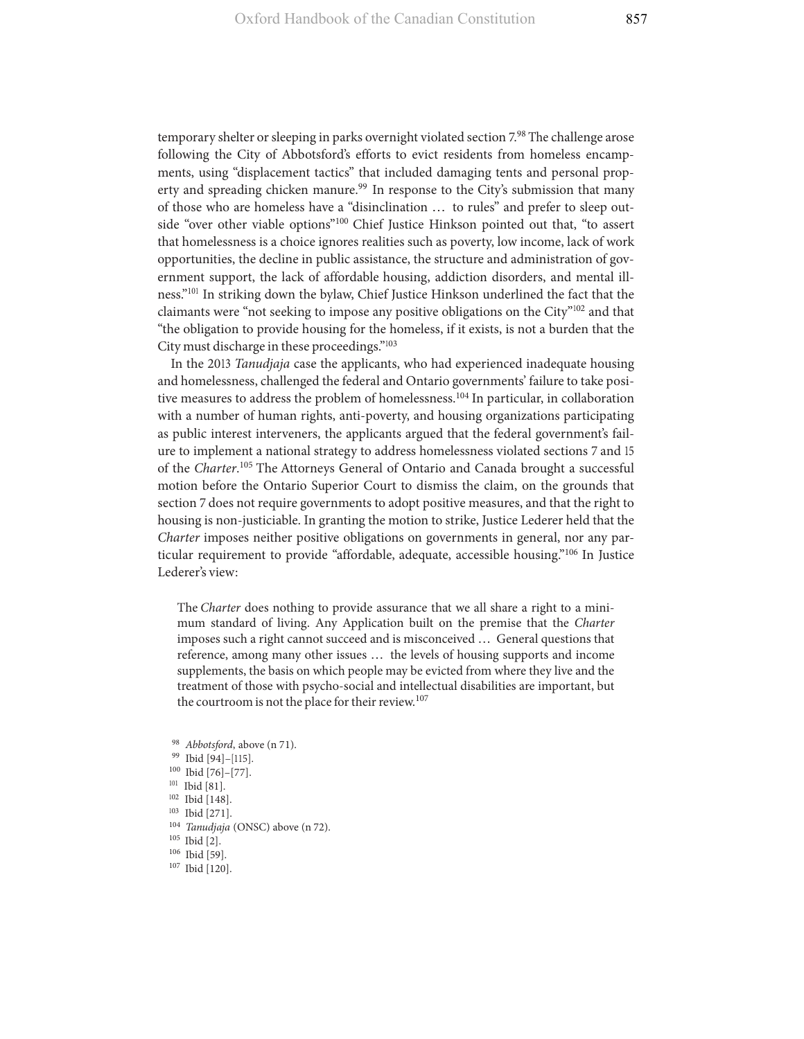temporary shelter or sleeping in parks overnight violated section 7.[98] The challenge arose following the City of Abbotsford's efforts to evict residents from homeless encampments, using "displacement tactics" that included damaging tents and personal property and spreading chicken manure.[99] In response to the City's submission that many of those who are homeless have a "disinclination … to rules" and prefer to sleep outside "over other viable options"[100] Chief Justice Hinkson pointed out that, "to assert that homelessness is a choice ignores realities such as poverty, low income, lack of work opportunities, the decline in public assistance, the structure and administration of government support, the lack of affordable housing, addiction disorders, and mental illness."[101] In striking down the bylaw, Chief Justice Hinkson underlined the fact that the claimants were "not seeking to impose any positive obligations on the City"[102] and that "the obligation to provide housing for the homeless, if it exists, is not a burden that the City must discharge in these proceedings."[103]

In the 2013 *Tanudjaja* case the applicants, who had experienced inadequate housing and homelessness, challenged the federal and Ontario governments' failure to take positive measures to address the problem of homelessness.[104] In particular, in collaboration with a number of human rights, anti-poverty, and housing organizations participating as public interest interveners, the applicants argued that the federal government's failure to implement a national strategy to address homelessness violated sections 7 and 15 of the *Charter*.[105] The Attorneys General of Ontario and Canada brought a successful motion before the Ontario Superior Court to dismiss the claim, on the grounds that section 7 does not require governments to adopt positive measures, and that the right to housing is non-justiciable. In granting the motion to strike, Justice Lederer held that the *Charter* imposes neither positive obligations on governments in general, nor any particular requirement to provide "affordable, adequate, accessible housing."[106] In Justice Lederer's view:

> The *Charter* does nothing to provide assurance that we all share a right to a minimum standard of living. Any Application built on the premise that the *Charter* imposes such a right cannot succeed and is misconceived … General questions that reference, among many other issues … the levels of housing supports and income supplements, the basis on which people may be evicted from where they live and the treatment of those with psycho-social and intellectual disabilities are important, but the courtroom is not the place for their review.[107]

[98] *Abbotsford*, above (n 71).
[99] Ibid [94]–[115].
[100] Ibid [76]–[77].
[101] Ibid [81].
[102] Ibid [148].
[103] Ibid [271].
[104] *Tanudjaja* (ONSC) above (n 72).
[105] Ibid [2].
[106] Ibid [59].
[107] Ibid [120].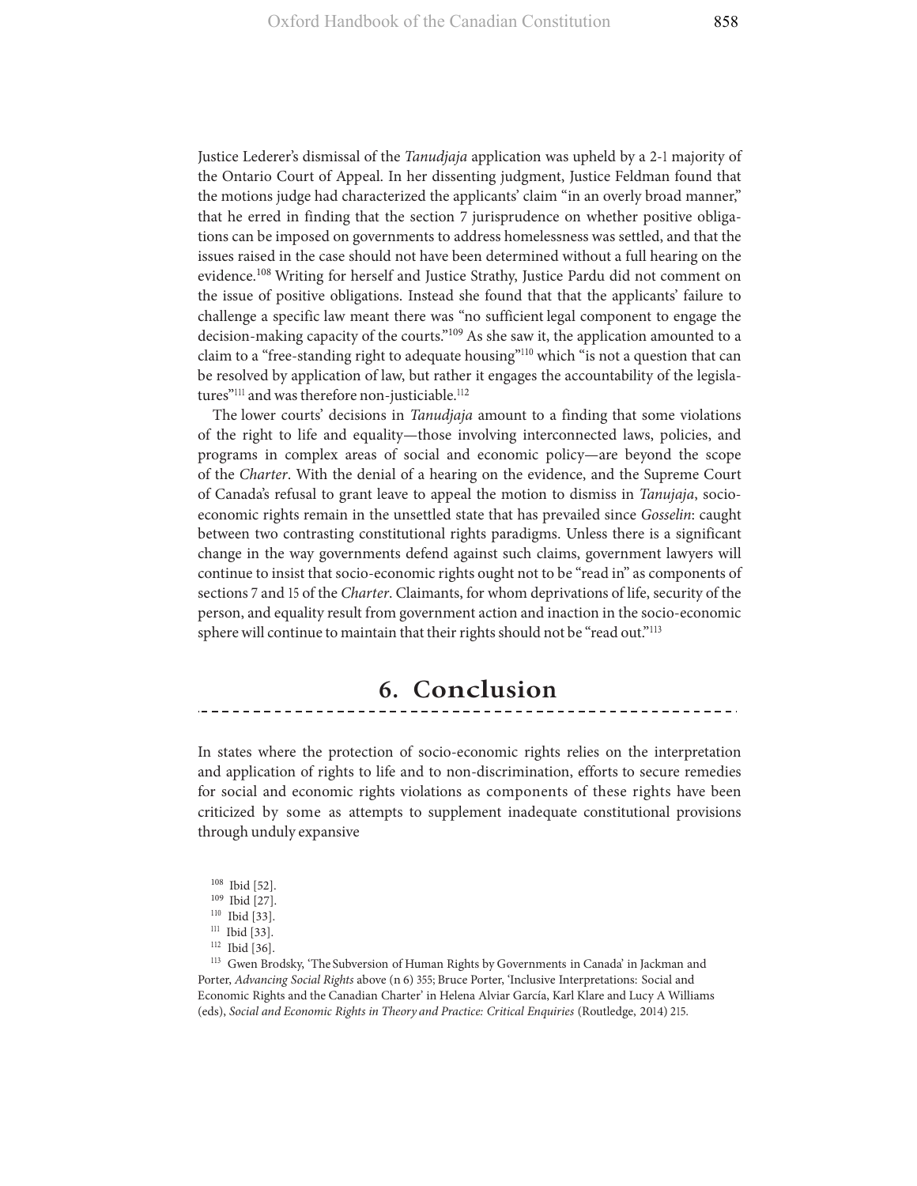Justice Lederer's dismissal of the *Tanudjaja* application was upheld by a 2-1 majority of the Ontario Court of Appeal. In her dissenting judgment, Justice Feldman found that the motions judge had characterized the applicants' claim "in an overly broad manner," that he erred in finding that the section 7 jurisprudence on whether positive obligations can be imposed on governments to address homelessness was settled, and that the issues raised in the case should not have been determined without a full hearing on the evidence.[108] Writing for herself and Justice Strathy, Justice Pardu did not comment on the issue of positive obligations. Instead she found that that the applicants' failure to challenge a specific law meant there was "no sufficient legal component to engage the decision-making capacity of the courts."[109] As she saw it, the application amounted to a claim to a "free-standing right to adequate housing"[110] which "is not a question that can be resolved by application of law, but rather it engages the accountability of the legislatures"[111] and was therefore non-justiciable.[112]

The lower courts' decisions in *Tanudjaja* amount to a finding that some violations of the right to life and equality—those involving interconnected laws, policies, and programs in complex areas of social and economic policy—are beyond the scope of the *Charter*. With the denial of a hearing on the evidence, and the Supreme Court of Canada's refusal to grant leave to appeal the motion to dismiss in *Tanujaja*, socio-economic rights remain in the unsettled state that has prevailed since *Gosselin*: caught between two contrasting constitutional rights paradigms. Unless there is a significant change in the way governments defend against such claims, government lawyers will continue to insist that socio-economic rights ought not to be "read in" as components of sections 7 and 15 of the *Charter*. Claimants, for whom deprivations of life, security of the person, and equality result from government action and inaction in the socio-economic sphere will continue to maintain that their rights should not be "read out."[113]

## 6. Conclusion

In states where the protection of socio-economic rights relies on the interpretation and application of rights to life and to non-discrimination, efforts to secure remedies for social and economic rights violations as components of these rights have been criticized by some as attempts to supplement inadequate constitutional provisions through unduly expansive

---

[108] Ibid [52].

[109] Ibid [27].

[110] Ibid [33].

[111] Ibid [33].

[112] Ibid [36].

[113] Gwen Brodsky, 'The Subversion of Human Rights by Governments in Canada' in Jackman and Porter, *Advancing Social Rights* above (n 6) 355; Bruce Porter, 'Inclusive Interpretations: Social and Economic Rights and the Canadian Charter' in Helena Alviar García, Karl Klare and Lucy A Williams (eds), *Social and Economic Rights in Theory and Practice: Critical Enquiries* (Routledge, 2014) 215.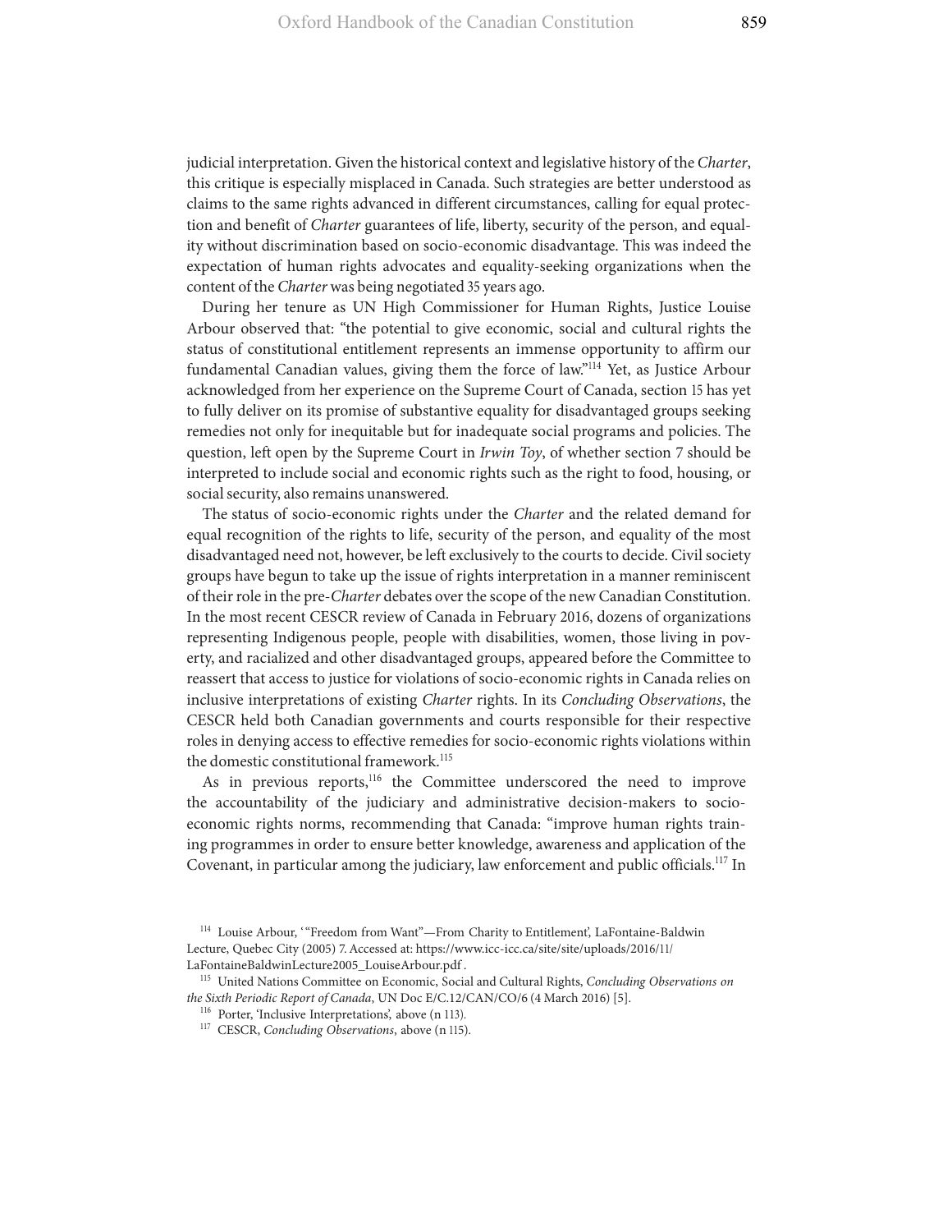judicial interpretation. Given the historical context and legislative history of the *Charter*, this critique is especially misplaced in Canada. Such strategies are better understood as claims to the same rights advanced in different circumstances, calling for equal protection and benefit of *Charter* guarantees of life, liberty, security of the person, and equality without discrimination based on socio-economic disadvantage. This was indeed the expectation of human rights advocates and equality-seeking organizations when the content of the *Charter* was being negotiated 35 years ago.

During her tenure as UN High Commissioner for Human Rights, Justice Louise Arbour observed that: "the potential to give economic, social and cultural rights the status of constitutional entitlement represents an immense opportunity to affirm our fundamental Canadian values, giving them the force of law."[114] Yet, as Justice Arbour acknowledged from her experience on the Supreme Court of Canada, section 15 has yet to fully deliver on its promise of substantive equality for disadvantaged groups seeking remedies not only for inequitable but for inadequate social programs and policies. The question, left open by the Supreme Court in *Irwin Toy*, of whether section 7 should be interpreted to include social and economic rights such as the right to food, housing, or social security, also remains unanswered.

The status of socio-economic rights under the *Charter* and the related demand for equal recognition of the rights to life, security of the person, and equality of the most disadvantaged need not, however, be left exclusively to the courts to decide. Civil society groups have begun to take up the issue of rights interpretation in a manner reminiscent of their role in the pre-*Charter* debates over the scope of the new Canadian Constitution. In the most recent CESCR review of Canada in February 2016, dozens of organizations representing Indigenous people, people with disabilities, women, those living in poverty, and racialized and other disadvantaged groups, appeared before the Committee to reassert that access to justice for violations of socio-economic rights in Canada relies on inclusive interpretations of existing *Charter* rights. In its *Concluding Observations*, the CESCR held both Canadian governments and courts responsible for their respective roles in denying access to effective remedies for socio-economic rights violations within the domestic constitutional framework.[115]

As in previous reports,[116] the Committee underscored the need to improve the accountability of the judiciary and administrative decision-makers to socio-economic rights norms, recommending that Canada: "improve human rights training programmes in order to ensure better knowledge, awareness and application of the Covenant, in particular among the judiciary, law enforcement and public officials.[117] In

---

[114] Louise Arbour, '"Freedom from Want"—From Charity to Entitlement', LaFontaine-Baldwin Lecture, Quebec City (2005) 7. Accessed at: https://www.icc-icc.ca/site/site/uploads/2016/11/LaFontaineBaldwinLecture2005_LouiseArbour.pdf .

[115] United Nations Committee on Economic, Social and Cultural Rights, *Concluding Observations on the Sixth Periodic Report of Canada*, UN Doc E/C.12/CAN/CO/6 (4 March 2016) [5].

[116] Porter, 'Inclusive Interpretations', above (n 113).

[117] CESCR, *Concluding Observations*, above (n 115).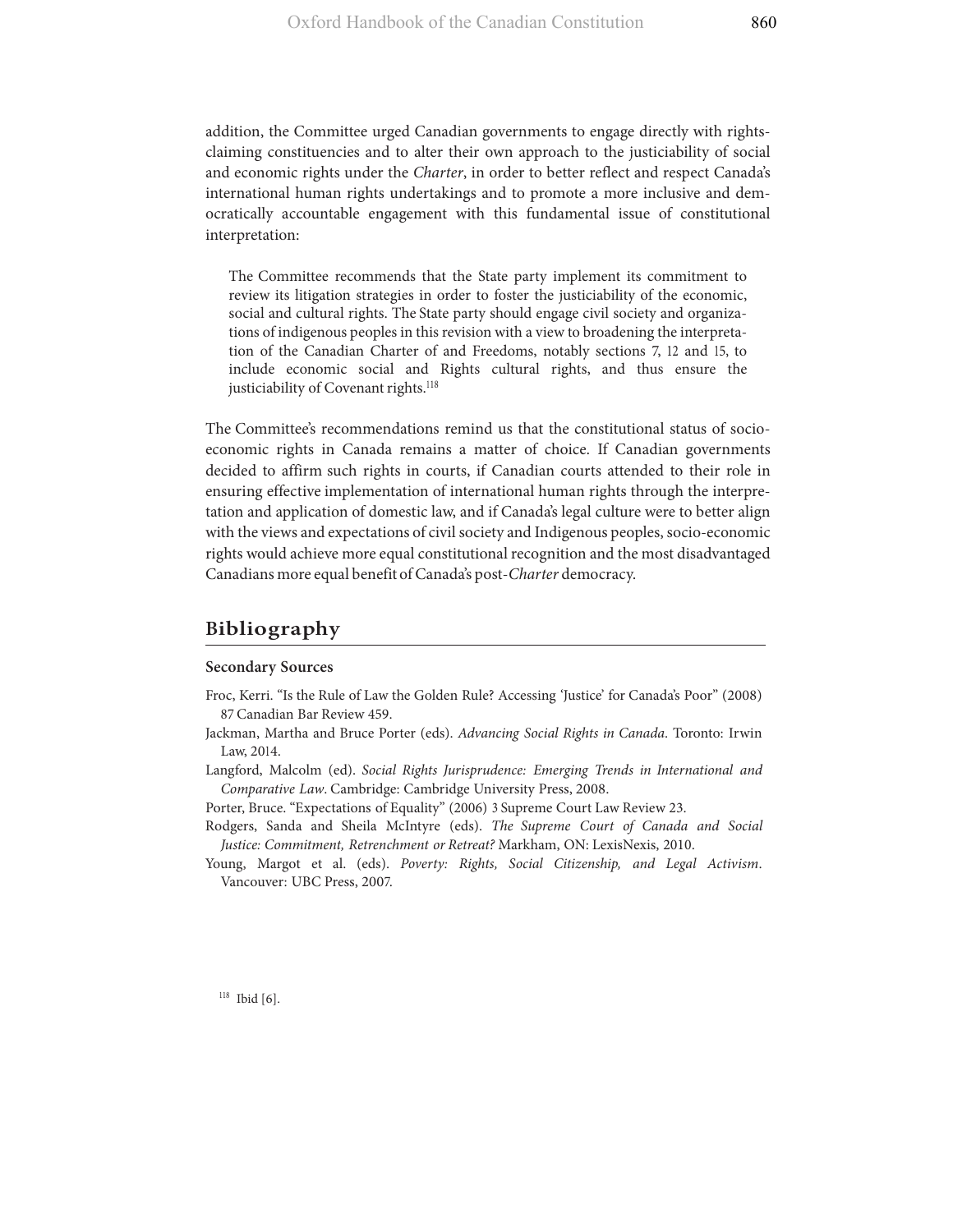addition, the Committee urged Canadian governments to engage directly with rights-claiming constituencies and to alter their own approach to the justiciability of social and economic rights under the *Charter*, in order to better reflect and respect Canada's international human rights undertakings and to promote a more inclusive and democratically accountable engagement with this fundamental issue of constitutional interpretation:

> The Committee recommends that the State party implement its commitment to review its litigation strategies in order to foster the justiciability of the economic, social and cultural rights. The State party should engage civil society and organizations of indigenous peoples in this revision with a view to broadening the interpretation of the Canadian Charter of and Freedoms, notably sections 7, 12 and 15, to include economic social and Rights cultural rights, and thus ensure the justiciability of Covenant rights.[118]

The Committee's recommendations remind us that the constitutional status of socio-economic rights in Canada remains a matter of choice. If Canadian governments decided to affirm such rights in courts, if Canadian courts attended to their role in ensuring effective implementation of international human rights through the interpretation and application of domestic law, and if Canada's legal culture were to better align with the views and expectations of civil society and Indigenous peoples, socio-economic rights would achieve more equal constitutional recognition and the most disadvantaged Canadians more equal benefit of Canada's post-*Charter* democracy.

## Bibliography

### Secondary Sources

Froc, Kerri. "Is the Rule of Law the Golden Rule? Accessing 'Justice' for Canada's Poor" (2008) 87 Canadian Bar Review 459.

Jackman, Martha and Bruce Porter (eds). *Advancing Social Rights in Canada*. Toronto: Irwin Law, 2014.

Langford, Malcolm (ed). *Social Rights Jurisprudence: Emerging Trends in International and Comparative Law*. Cambridge: Cambridge University Press, 2008.

Porter, Bruce. "Expectations of Equality" (2006) 3 Supreme Court Law Review 23.

Rodgers, Sanda and Sheila McIntyre (eds). *The Supreme Court of Canada and Social Justice: Commitment, Retrenchment or Retreat?* Markham, ON: LexisNexis, 2010.

Young, Margot et al. (eds). *Poverty: Rights, Social Citizenship, and Legal Activism*. Vancouver: UBC Press, 2007.

[118] Ibid [6].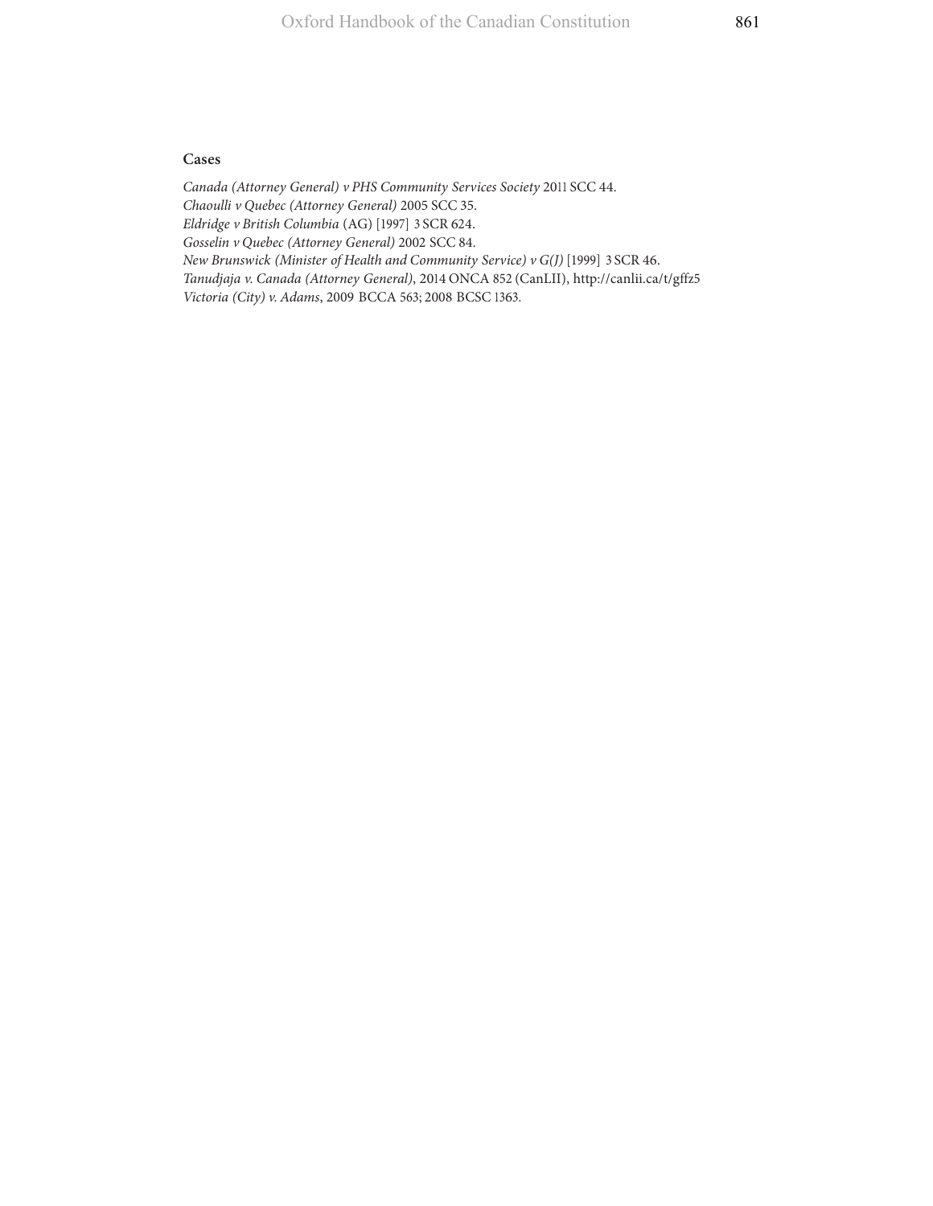## Cases

*Canada (Attorney General) v PHS Community Services Society* 2011 SCC 44.
*Chaoulli v Quebec (Attorney General)* 2005 SCC 35.
*Eldridge v British Columbia* (AG) [1997] 3 SCR 624.
*Gosselin v Quebec (Attorney General)* 2002 SCC 84.
*New Brunswick (Minister of Health and Community Service) v G(J)* [1999] 3 SCR 46.
*Tanudjaja v. Canada (Attorney General)*, 2014 ONCA 852 (CanLII), http://canlii.ca/t/gffz5
*Victoria (City) v. Adams*, 2009 BCCA 563; 2008 BCSC 1363.